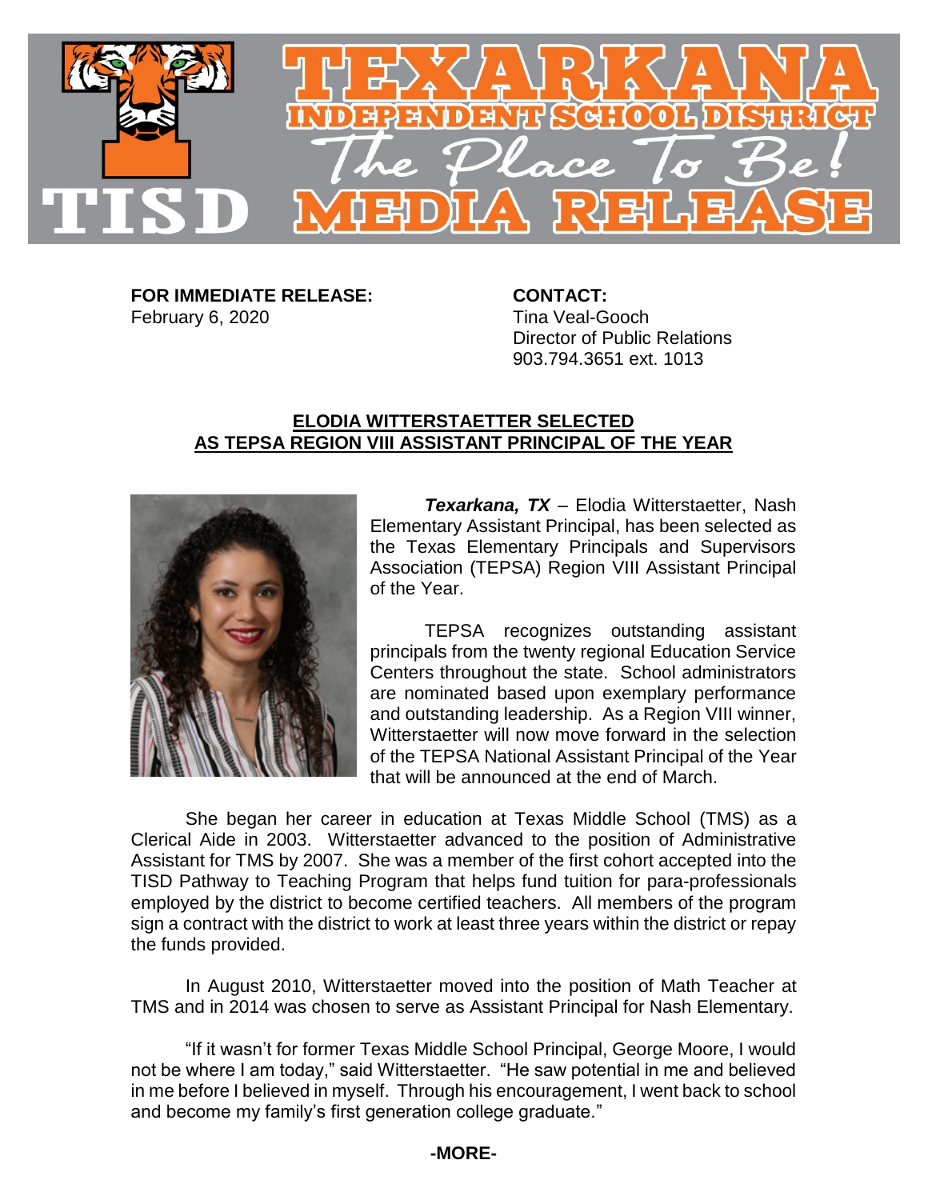# TEXARKANA INDEPENDENT SCHOOL DISTRICT

*The Place To Be!*

## MEDIA RELEASE

**FOR IMMEDIATE RELEASE:**
February 6, 2020

**CONTACT:**
Tina Veal-Gooch
Director of Public Relations
903.794.3651 ext. 1013

## ELODIA WITTERSTAETTER SELECTED AS TEPSA REGION VIII ASSISTANT PRINCIPAL OF THE YEAR

***Texarkana, TX*** – Elodia Witterstaetter, Nash Elementary Assistant Principal, has been selected as the Texas Elementary Principals and Supervisors Association (TEPSA) Region VIII Assistant Principal of the Year.

TEPSA recognizes outstanding assistant principals from the twenty regional Education Service Centers throughout the state. School administrators are nominated based upon exemplary performance and outstanding leadership. As a Region VIII winner, Witterstaetter will now move forward in the selection of the TEPSA National Assistant Principal of the Year that will be announced at the end of March.

She began her career in education at Texas Middle School (TMS) as a Clerical Aide in 2003. Witterstaetter advanced to the position of Administrative Assistant for TMS by 2007. She was a member of the first cohort accepted into the TISD Pathway to Teaching Program that helps fund tuition for para-professionals employed by the district to become certified teachers. All members of the program sign a contract with the district to work at least three years within the district or repay the funds provided.

In August 2010, Witterstaetter moved into the position of Math Teacher at TMS and in 2014 was chosen to serve as Assistant Principal for Nash Elementary.

"If it wasn't for former Texas Middle School Principal, George Moore, I would not be where I am today," said Witterstaetter. "He saw potential in me and believed in me before I believed in myself. Through his encouragement, I went back to school and become my family's first generation college graduate."

**-MORE-**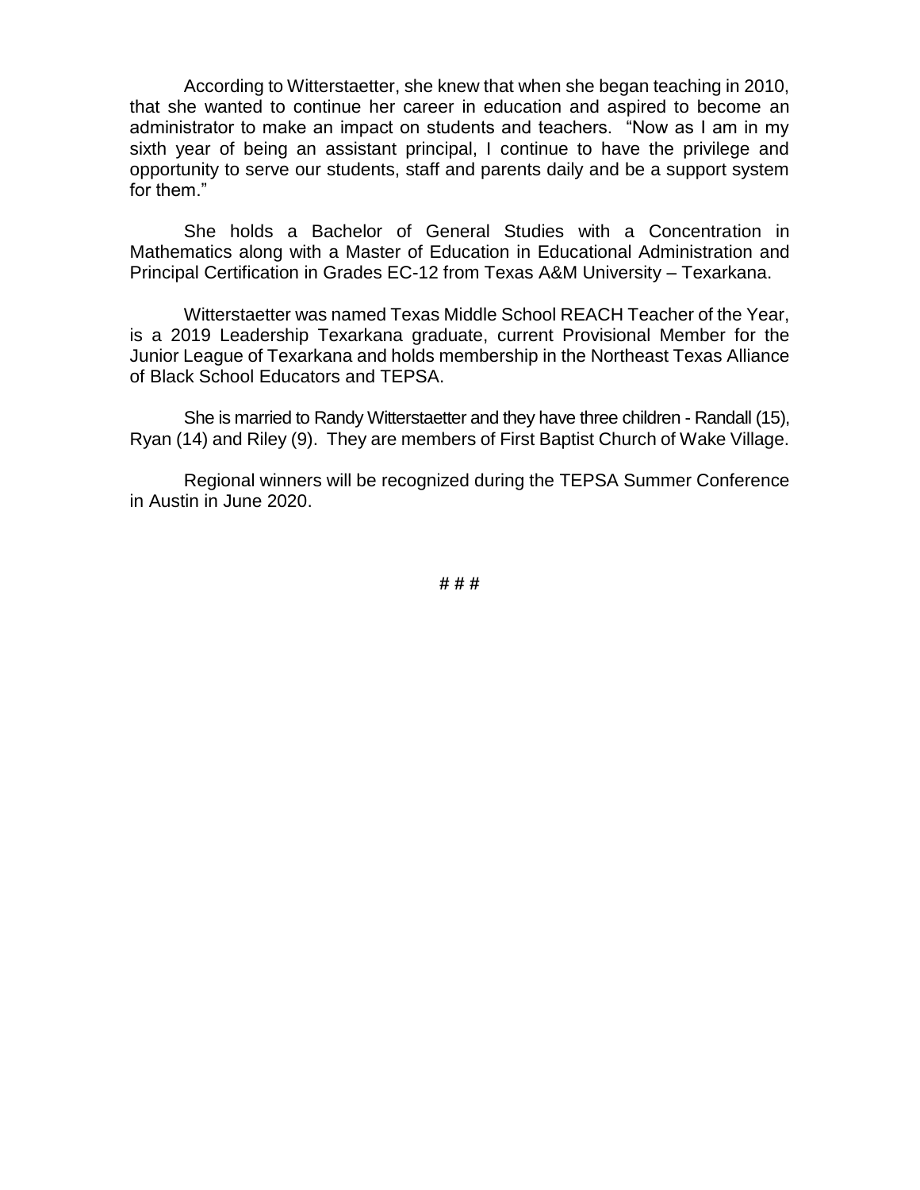According to Witterstaetter, she knew that when she began teaching in 2010, that she wanted to continue her career in education and aspired to become an administrator to make an impact on students and teachers. "Now as I am in my sixth year of being an assistant principal, I continue to have the privilege and opportunity to serve our students, staff and parents daily and be a support system for them."

She holds a Bachelor of General Studies with a Concentration in Mathematics along with a Master of Education in Educational Administration and Principal Certification in Grades EC-12 from Texas A&M University – Texarkana.

Witterstaetter was named Texas Middle School REACH Teacher of the Year, is a 2019 Leadership Texarkana graduate, current Provisional Member for the Junior League of Texarkana and holds membership in the Northeast Texas Alliance of Black School Educators and TEPSA.

She is married to Randy Witterstaetter and they have three children - Randall (15), Ryan (14) and Riley (9). They are members of First Baptist Church of Wake Village.

Regional winners will be recognized during the TEPSA Summer Conference in Austin in June 2020.

# # #